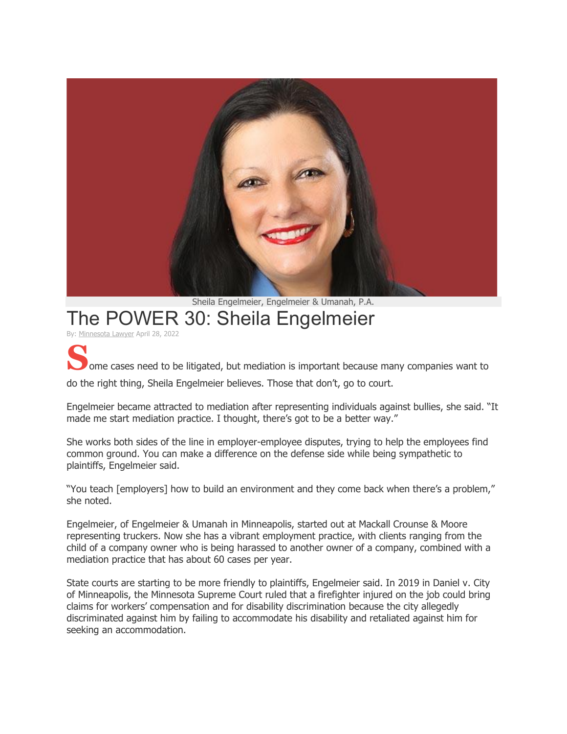Sheila Engelmeier, Engelmeier & Umanah, P.A.

# The POWER 30: Sheila Engelmeier

By: Minnesota Lawyer April 28, 2022

Some cases need to be litigated, but mediation is important because many companies want to do the right thing, Sheila Engelmeier believes. Those that don't, go to court.

Engelmeier became attracted to mediation after representing individuals against bullies, she said. "It made me start mediation practice. I thought, there's got to be a better way."

She works both sides of the line in employer-employee disputes, trying to help the employees find common ground. You can make a difference on the defense side while being sympathetic to plaintiffs, Engelmeier said.

"You teach [employers] how to build an environment and they come back when there's a problem," she noted.

Engelmeier, of Engelmeier & Umanah in Minneapolis, started out at Mackall Crounse & Moore representing truckers. Now she has a vibrant employment practice, with clients ranging from the child of a company owner who is being harassed to another owner of a company, combined with a mediation practice that has about 60 cases per year.

State courts are starting to be more friendly to plaintiffs, Engelmeier said. In 2019 in Daniel v. City of Minneapolis, the Minnesota Supreme Court ruled that a firefighter injured on the job could bring claims for workers' compensation and for disability discrimination because the city allegedly discriminated against him by failing to accommodate his disability and retaliated against him for seeking an accommodation.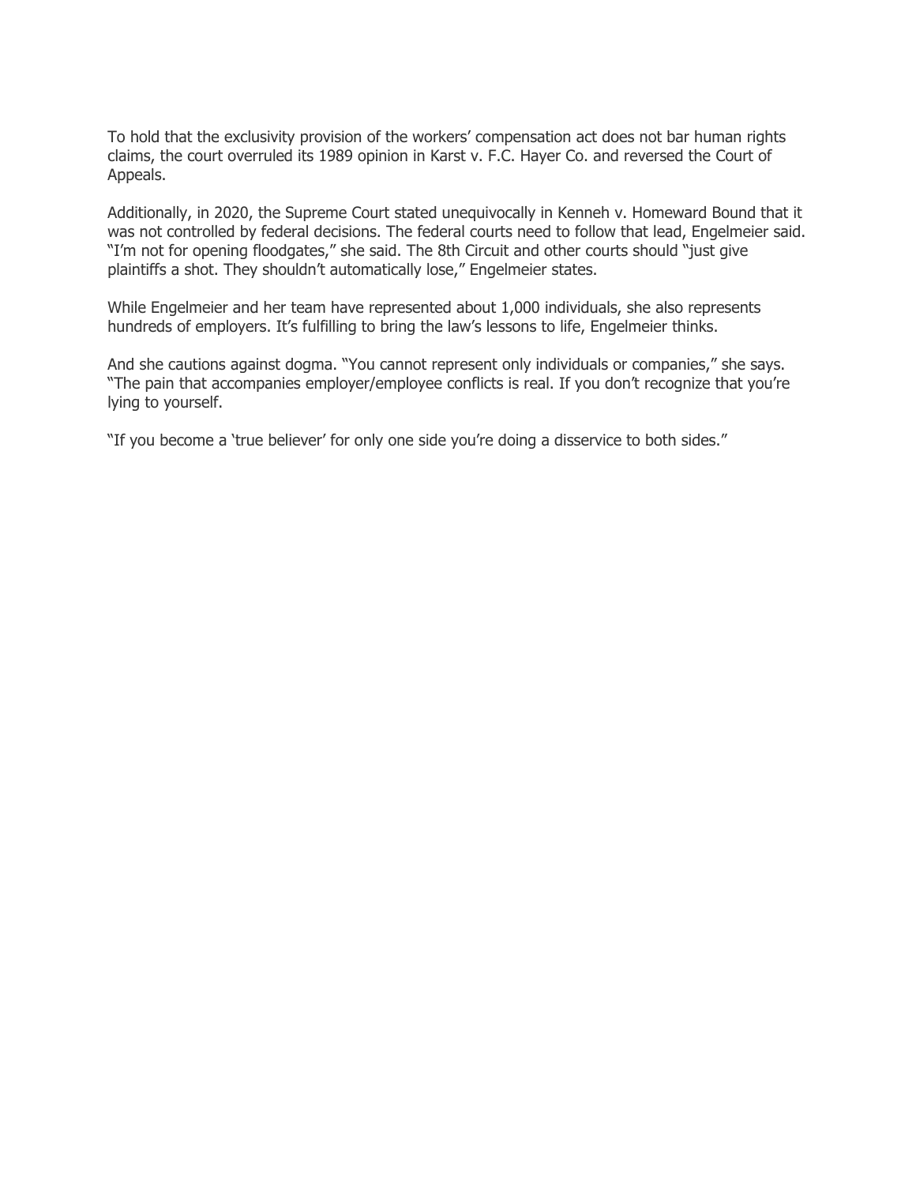To hold that the exclusivity provision of the workers' compensation act does not bar human rights claims, the court overruled its 1989 opinion in Karst v. F.C. Hayer Co. and reversed the Court of Appeals.

Additionally, in 2020, the Supreme Court stated unequivocally in Kenneh v. Homeward Bound that it was not controlled by federal decisions. The federal courts need to follow that lead, Engelmeier said. "I'm not for opening floodgates," she said. The 8th Circuit and other courts should "just give plaintiffs a shot. They shouldn't automatically lose," Engelmeier states.

While Engelmeier and her team have represented about 1,000 individuals, she also represents hundreds of employers. It's fulfilling to bring the law's lessons to life, Engelmeier thinks.

And she cautions against dogma. "You cannot represent only individuals or companies," she says. "The pain that accompanies employer/employee conflicts is real. If you don't recognize that you're lying to yourself.

"If you become a 'true believer' for only one side you're doing a disservice to both sides."